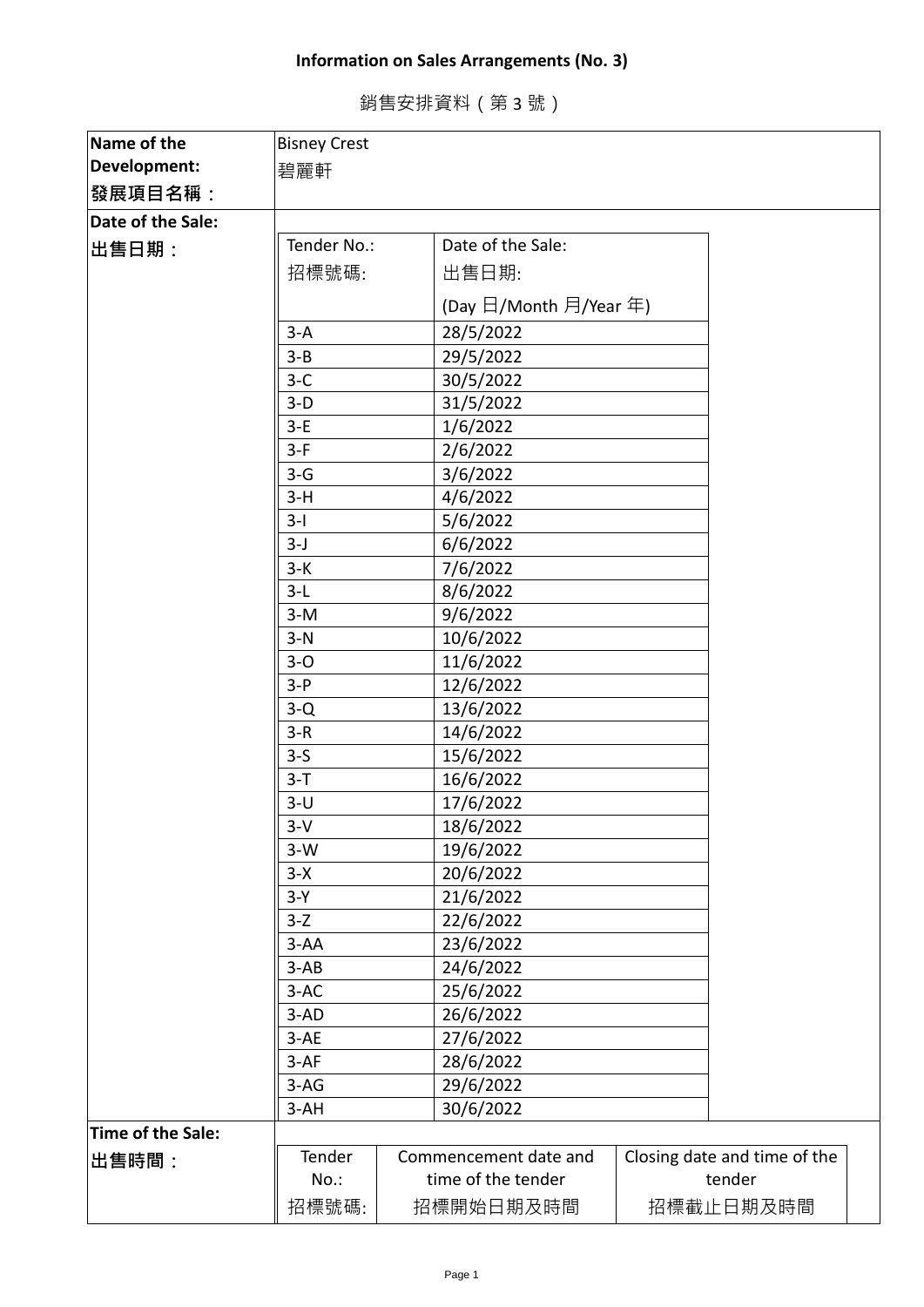# Information on Sales Arrangements (No. 3)

銷售安排資料（第 3 號）

| | |
|---|---|
| **Name of the Development: 發展項目名稱：** | Bisney Crest 碧麗軒 |
| **Date of the Sale: 出售日期：** | |

| Tender No.: 招標號碼: | Date of the Sale: 出售日期: (Day 日/Month 月/Year 年) |
|---|---|
| 3-A | 28/5/2022 |
| 3-B | 29/5/2022 |
| 3-C | 30/5/2022 |
| 3-D | 31/5/2022 |
| 3-E | 1/6/2022 |
| 3-F | 2/6/2022 |
| 3-G | 3/6/2022 |
| 3-H | 4/6/2022 |
| 3-I | 5/6/2022 |
| 3-J | 6/6/2022 |
| 3-K | 7/6/2022 |
| 3-L | 8/6/2022 |
| 3-M | 9/6/2022 |
| 3-N | 10/6/2022 |
| 3-O | 11/6/2022 |
| 3-P | 12/6/2022 |
| 3-Q | 13/6/2022 |
| 3-R | 14/6/2022 |
| 3-S | 15/6/2022 |
| 3-T | 16/6/2022 |
| 3-U | 17/6/2022 |
| 3-V | 18/6/2022 |
| 3-W | 19/6/2022 |
| 3-X | 20/6/2022 |
| 3-Y | 21/6/2022 |
| 3-Z | 22/6/2022 |
| 3-AA | 23/6/2022 |
| 3-AB | 24/6/2022 |
| 3-AC | 25/6/2022 |
| 3-AD | 26/6/2022 |
| 3-AE | 27/6/2022 |
| 3-AF | 28/6/2022 |
| 3-AG | 29/6/2022 |
| 3-AH | 30/6/2022 |

**Time of the Sale: 出售時間：**

| Tender No.: 招標號碼: | Commencement date and time of the tender 招標開始日期及時間 | Closing date and time of the tender 招標截止日期及時間 |
|---|---|---|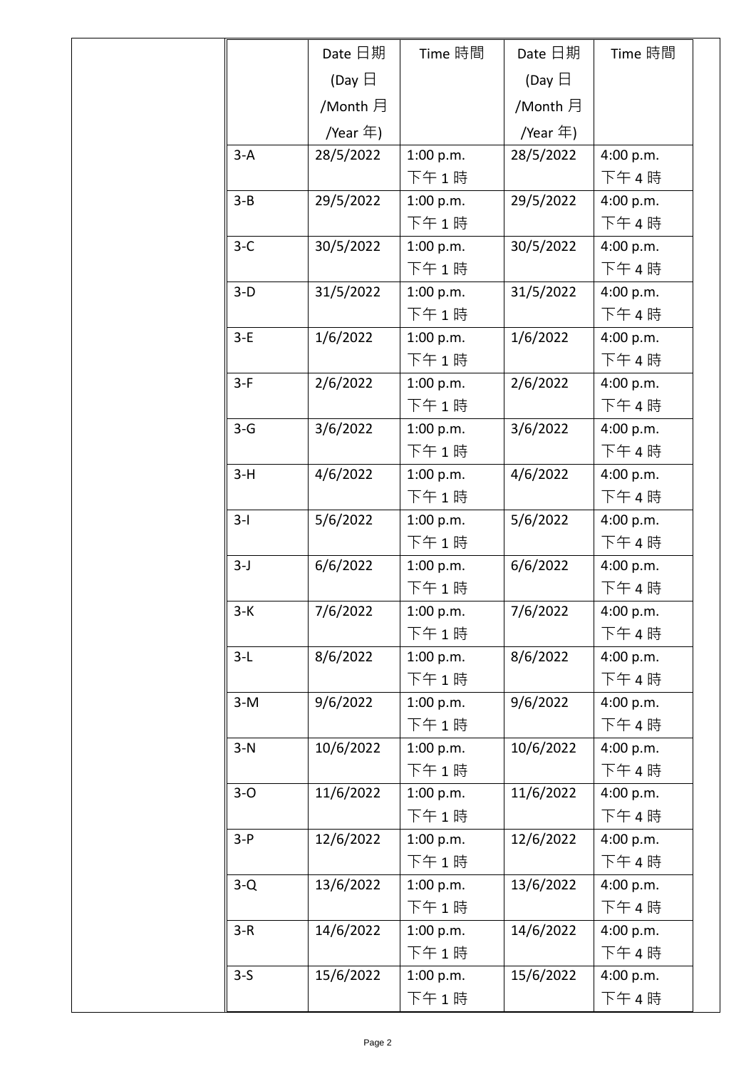| | Date 日期 (Day 日 /Month 月 /Year 年) | Time 時間 | Date 日期 (Day 日 /Month 月 /Year 年) | Time 時間 |
|---|---|---|---|---|
| 3-A | 28/5/2022 | 1:00 p.m. 下午 1 時 | 28/5/2022 | 4:00 p.m. 下午 4 時 |
| 3-B | 29/5/2022 | 1:00 p.m. 下午 1 時 | 29/5/2022 | 4:00 p.m. 下午 4 時 |
| 3-C | 30/5/2022 | 1:00 p.m. 下午 1 時 | 30/5/2022 | 4:00 p.m. 下午 4 時 |
| 3-D | 31/5/2022 | 1:00 p.m. 下午 1 時 | 31/5/2022 | 4:00 p.m. 下午 4 時 |
| 3-E | 1/6/2022 | 1:00 p.m. 下午 1 時 | 1/6/2022 | 4:00 p.m. 下午 4 時 |
| 3-F | 2/6/2022 | 1:00 p.m. 下午 1 時 | 2/6/2022 | 4:00 p.m. 下午 4 時 |
| 3-G | 3/6/2022 | 1:00 p.m. 下午 1 時 | 3/6/2022 | 4:00 p.m. 下午 4 時 |
| 3-H | 4/6/2022 | 1:00 p.m. 下午 1 時 | 4/6/2022 | 4:00 p.m. 下午 4 時 |
| 3-I | 5/6/2022 | 1:00 p.m. 下午 1 時 | 5/6/2022 | 4:00 p.m. 下午 4 時 |
| 3-J | 6/6/2022 | 1:00 p.m. 下午 1 時 | 6/6/2022 | 4:00 p.m. 下午 4 時 |
| 3-K | 7/6/2022 | 1:00 p.m. 下午 1 時 | 7/6/2022 | 4:00 p.m. 下午 4 時 |
| 3-L | 8/6/2022 | 1:00 p.m. 下午 1 時 | 8/6/2022 | 4:00 p.m. 下午 4 時 |
| 3-M | 9/6/2022 | 1:00 p.m. 下午 1 時 | 9/6/2022 | 4:00 p.m. 下午 4 時 |
| 3-N | 10/6/2022 | 1:00 p.m. 下午 1 時 | 10/6/2022 | 4:00 p.m. 下午 4 時 |
| 3-O | 11/6/2022 | 1:00 p.m. 下午 1 時 | 11/6/2022 | 4:00 p.m. 下午 4 時 |
| 3-P | 12/6/2022 | 1:00 p.m. 下午 1 時 | 12/6/2022 | 4:00 p.m. 下午 4 時 |
| 3-Q | 13/6/2022 | 1:00 p.m. 下午 1 時 | 13/6/2022 | 4:00 p.m. 下午 4 時 |
| 3-R | 14/6/2022 | 1:00 p.m. 下午 1 時 | 14/6/2022 | 4:00 p.m. 下午 4 時 |
| 3-S | 15/6/2022 | 1:00 p.m. 下午 1 時 | 15/6/2022 | 4:00 p.m. 下午 4 時 |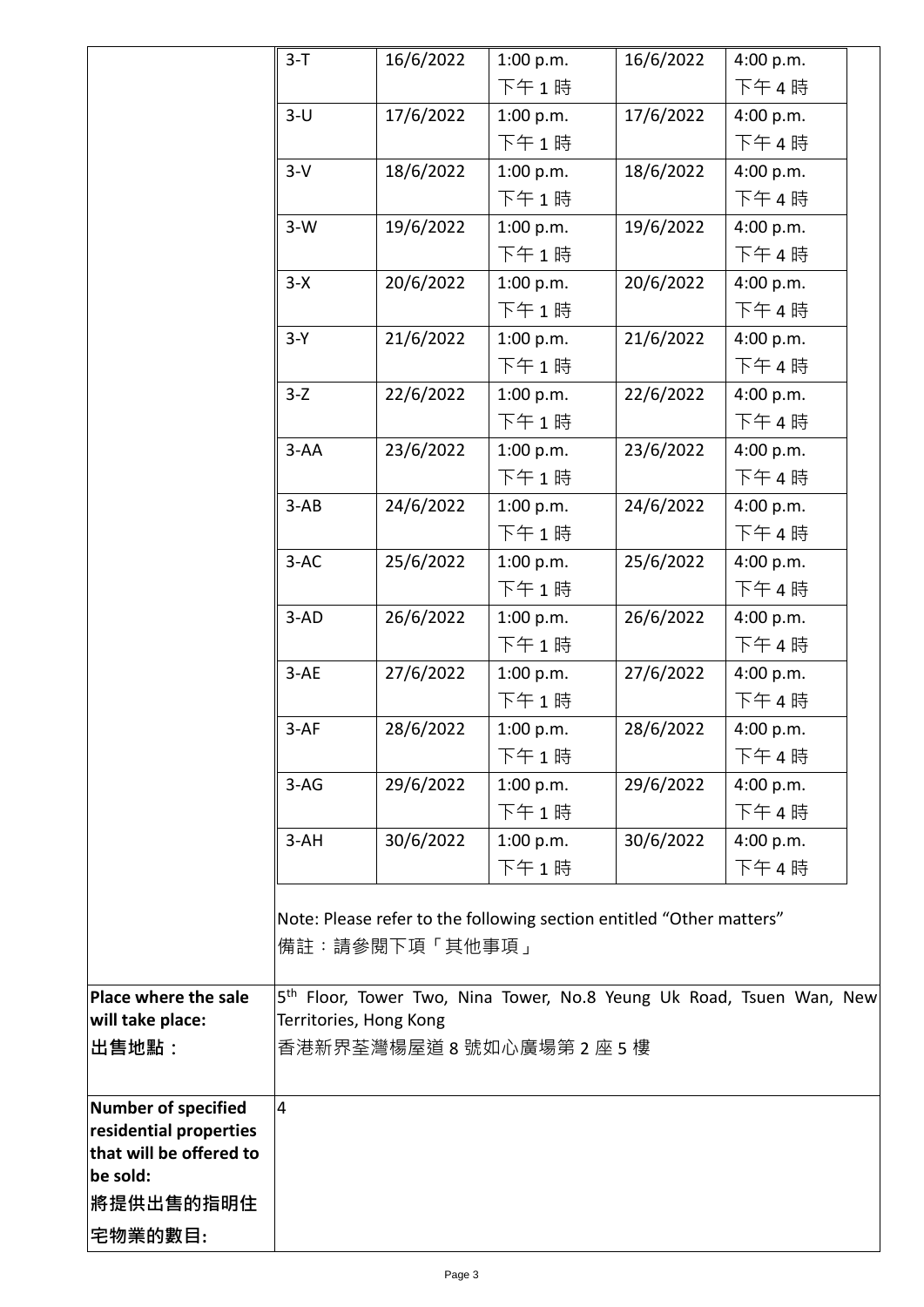| | | | | | |
|---|---|---|---|---|---|
| | 3-T | 16/6/2022 | 1:00 p.m.<br>下午 1 時 | 16/6/2022 | 4:00 p.m.<br>下午 4 時 |
| | 3-U | 17/6/2022 | 1:00 p.m.<br>下午 1 時 | 17/6/2022 | 4:00 p.m.<br>下午 4 時 |
| | 3-V | 18/6/2022 | 1:00 p.m.<br>下午 1 時 | 18/6/2022 | 4:00 p.m.<br>下午 4 時 |
| | 3-W | 19/6/2022 | 1:00 p.m.<br>下午 1 時 | 19/6/2022 | 4:00 p.m.<br>下午 4 時 |
| | 3-X | 20/6/2022 | 1:00 p.m.<br>下午 1 時 | 20/6/2022 | 4:00 p.m.<br>下午 4 時 |
| | 3-Y | 21/6/2022 | 1:00 p.m.<br>下午 1 時 | 21/6/2022 | 4:00 p.m.<br>下午 4 時 |
| | 3-Z | 22/6/2022 | 1:00 p.m.<br>下午 1 時 | 22/6/2022 | 4:00 p.m.<br>下午 4 時 |
| | 3-AA | 23/6/2022 | 1:00 p.m.<br>下午 1 時 | 23/6/2022 | 4:00 p.m.<br>下午 4 時 |
| | 3-AB | 24/6/2022 | 1:00 p.m.<br>下午 1 時 | 24/6/2022 | 4:00 p.m.<br>下午 4 時 |
| | 3-AC | 25/6/2022 | 1:00 p.m.<br>下午 1 時 | 25/6/2022 | 4:00 p.m.<br>下午 4 時 |
| | 3-AD | 26/6/2022 | 1:00 p.m.<br>下午 1 時 | 26/6/2022 | 4:00 p.m.<br>下午 4 時 |
| | 3-AE | 27/6/2022 | 1:00 p.m.<br>下午 1 時 | 27/6/2022 | 4:00 p.m.<br>下午 4 時 |
| | 3-AF | 28/6/2022 | 1:00 p.m.<br>下午 1 時 | 28/6/2022 | 4:00 p.m.<br>下午 4 時 |
| | 3-AG | 29/6/2022 | 1:00 p.m.<br>下午 1 時 | 29/6/2022 | 4:00 p.m.<br>下午 4 時 |
| | 3-AH | 30/6/2022 | 1:00 p.m.<br>下午 1 時 | 30/6/2022 | 4:00 p.m.<br>下午 4 時 |
| | Note: Please refer to the following section entitled "Other matters"<br>備註：請參閱下項「其他事項」 | | | | |
| **Place where the sale will take place:**<br>**出售地點：** | 5th Floor, Tower Two, Nina Tower, No.8 Yeung Uk Road, Tsuen Wan, New Territories, Hong Kong<br>香港新界荃灣楊屋道 8 號如心廣場第 2 座 5 樓 | | | | |
| **Number of specified residential properties that will be offered to be sold:**<br>**將提供出售的指明住宅物業的數目:** | 4 | | | | |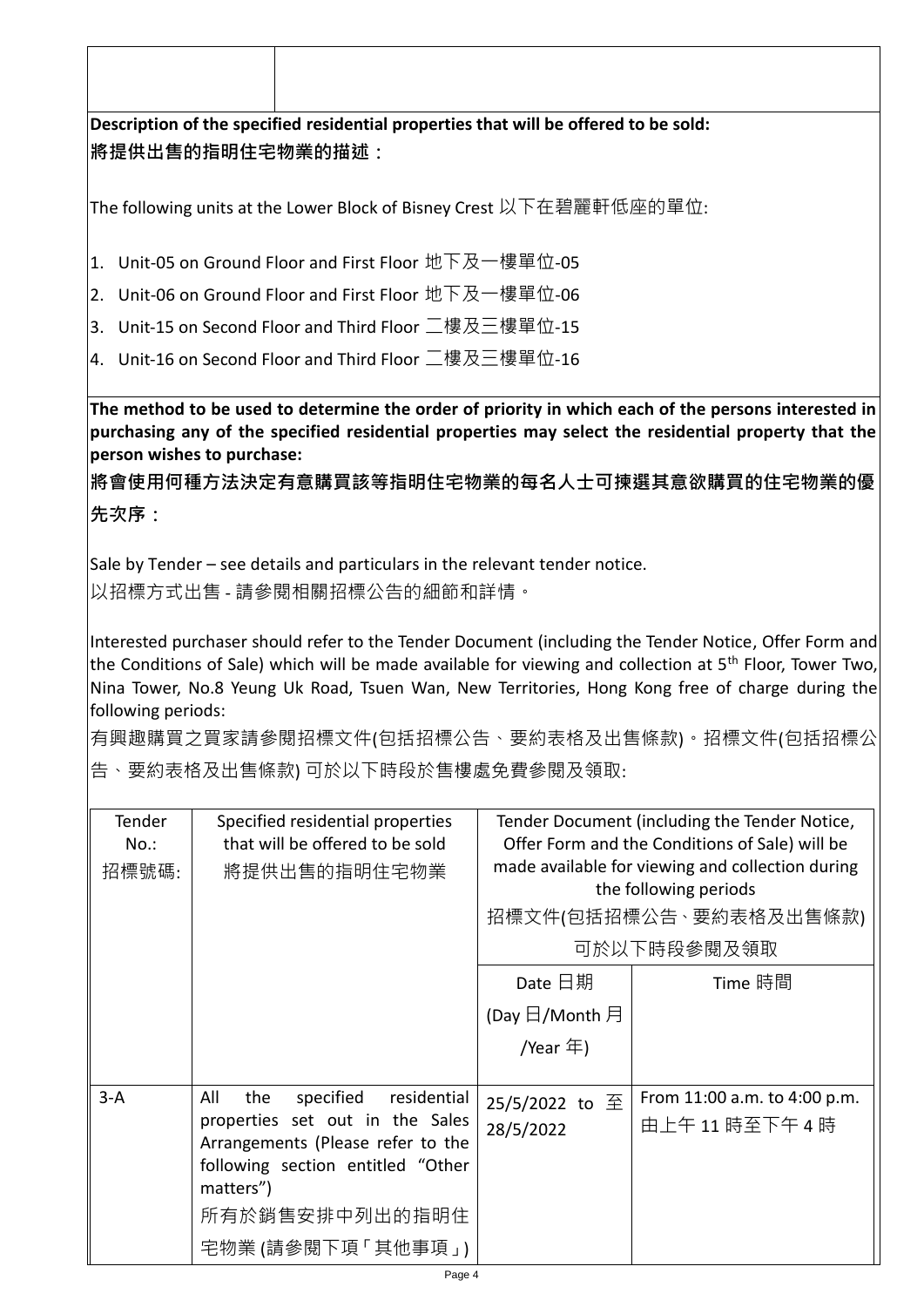**Description of the specified residential properties that will be offered to be sold:**
**將提供出售的指明住宅物業的描述：**

The following units at the Lower Block of Bisney Crest 以下在碧麗軒低座的單位:

1. Unit-05 on Ground Floor and First Floor 地下及一樓單位-05
2. Unit-06 on Ground Floor and First Floor 地下及一樓單位-06
3. Unit-15 on Second Floor and Third Floor 二樓及三樓單位-15
4. Unit-16 on Second Floor and Third Floor 二樓及三樓單位-16

**The method to be used to determine the order of priority in which each of the persons interested in purchasing any of the specified residential properties may select the residential property that the person wishes to purchase:**
**將會使用何種方法決定有意購買該等指明住宅物業的每名人士可揀選其意欲購買的住宅物業的優先次序：**

Sale by Tender – see details and particulars in the relevant tender notice.
以招標方式出售 - 請參閱相關招標公告的細節和詳情。

Interested purchaser should refer to the Tender Document (including the Tender Notice, Offer Form and the Conditions of Sale) which will be made available for viewing and collection at 5th Floor, Tower Two, Nina Tower, No.8 Yeung Uk Road, Tsuen Wan, New Territories, Hong Kong free of charge during the following periods:
有興趣購買之買家請參閱招標文件(包括招標公告、要約表格及出售條款)。招標文件(包括招標公告、要約表格及出售條款) 可於以下時段於售樓處免費參閱及領取:

| Tender No.: 招標號碼: | Specified residential properties that will be offered to be sold 將提供出售的指明住宅物業 | Tender Document (including the Tender Notice, Offer Form and the Conditions of Sale) will be made available for viewing and collection during the following periods 招標文件(包括招標公告、要約表格及出售條款) 可於以下時段參閱及領取 | |
|---|---|---|---|
| | | Date 日期 (Day 日/Month 月 /Year 年) | Time 時間 |
| 3-A | All the specified residential properties set out in the Sales Arrangements (Please refer to the following section entitled "Other matters") 所有於銷售安排中列出的指明住宅物業 (請參閱下項「其他事項」) | 25/5/2022 to 至 28/5/2022 | From 11:00 a.m. to 4:00 p.m. 由上午 11 時至下午 4 時 |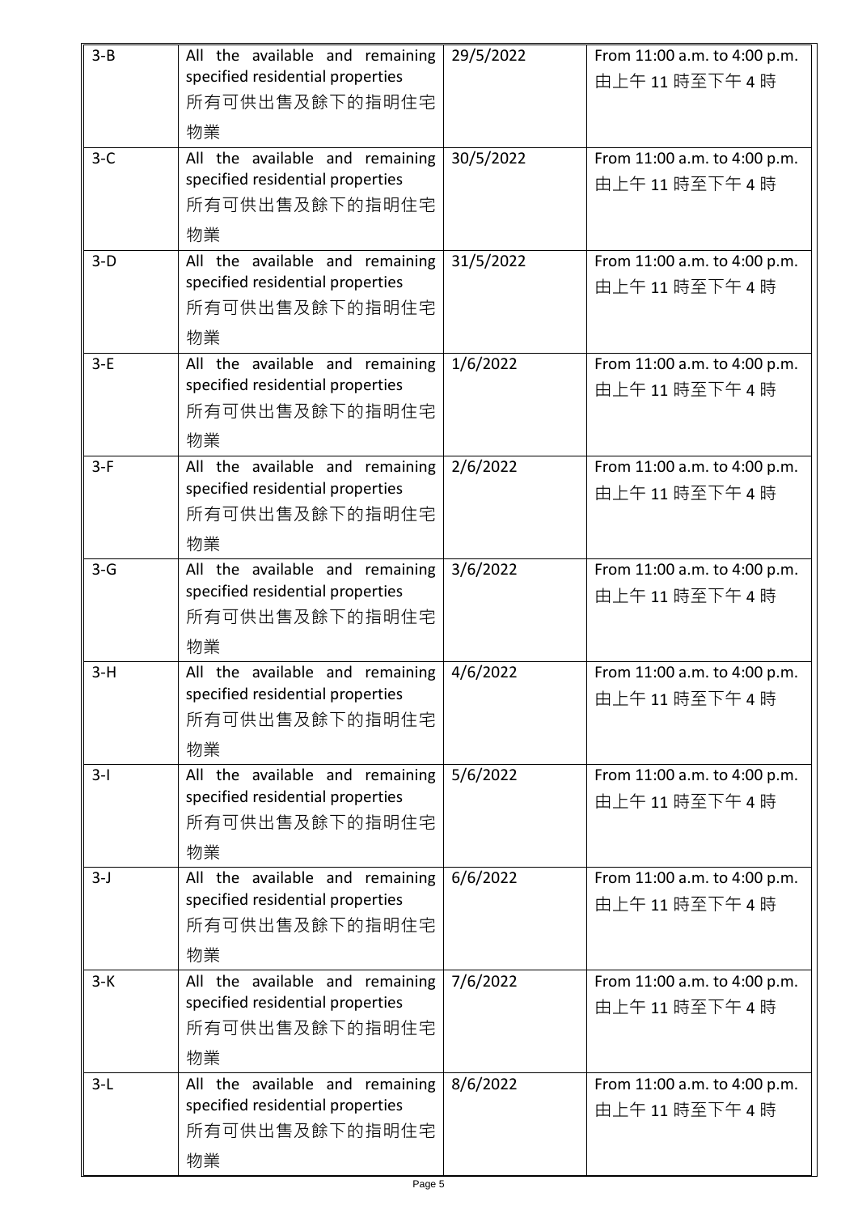| 3-B | All the available and remaining specified residential properties 所有可供出售及餘下的指明住宅物業 | 29/5/2022 | From 11:00 a.m. to 4:00 p.m. 由上午 11 時至下午 4 時 |
|---|---|---|---|
| 3-C | All the available and remaining specified residential properties 所有可供出售及餘下的指明住宅物業 | 30/5/2022 | From 11:00 a.m. to 4:00 p.m. 由上午 11 時至下午 4 時 |
| 3-D | All the available and remaining specified residential properties 所有可供出售及餘下的指明住宅物業 | 31/5/2022 | From 11:00 a.m. to 4:00 p.m. 由上午 11 時至下午 4 時 |
| 3-E | All the available and remaining specified residential properties 所有可供出售及餘下的指明住宅物業 | 1/6/2022 | From 11:00 a.m. to 4:00 p.m. 由上午 11 時至下午 4 時 |
| 3-F | All the available and remaining specified residential properties 所有可供出售及餘下的指明住宅物業 | 2/6/2022 | From 11:00 a.m. to 4:00 p.m. 由上午 11 時至下午 4 時 |
| 3-G | All the available and remaining specified residential properties 所有可供出售及餘下的指明住宅物業 | 3/6/2022 | From 11:00 a.m. to 4:00 p.m. 由上午 11 時至下午 4 時 |
| 3-H | All the available and remaining specified residential properties 所有可供出售及餘下的指明住宅物業 | 4/6/2022 | From 11:00 a.m. to 4:00 p.m. 由上午 11 時至下午 4 時 |
| 3-I | All the available and remaining specified residential properties 所有可供出售及餘下的指明住宅物業 | 5/6/2022 | From 11:00 a.m. to 4:00 p.m. 由上午 11 時至下午 4 時 |
| 3-J | All the available and remaining specified residential properties 所有可供出售及餘下的指明住宅物業 | 6/6/2022 | From 11:00 a.m. to 4:00 p.m. 由上午 11 時至下午 4 時 |
| 3-K | All the available and remaining specified residential properties 所有可供出售及餘下的指明住宅物業 | 7/6/2022 | From 11:00 a.m. to 4:00 p.m. 由上午 11 時至下午 4 時 |
| 3-L | All the available and remaining specified residential properties 所有可供出售及餘下的指明住宅物業 | 8/6/2022 | From 11:00 a.m. to 4:00 p.m. 由上午 11 時至下午 4 時 |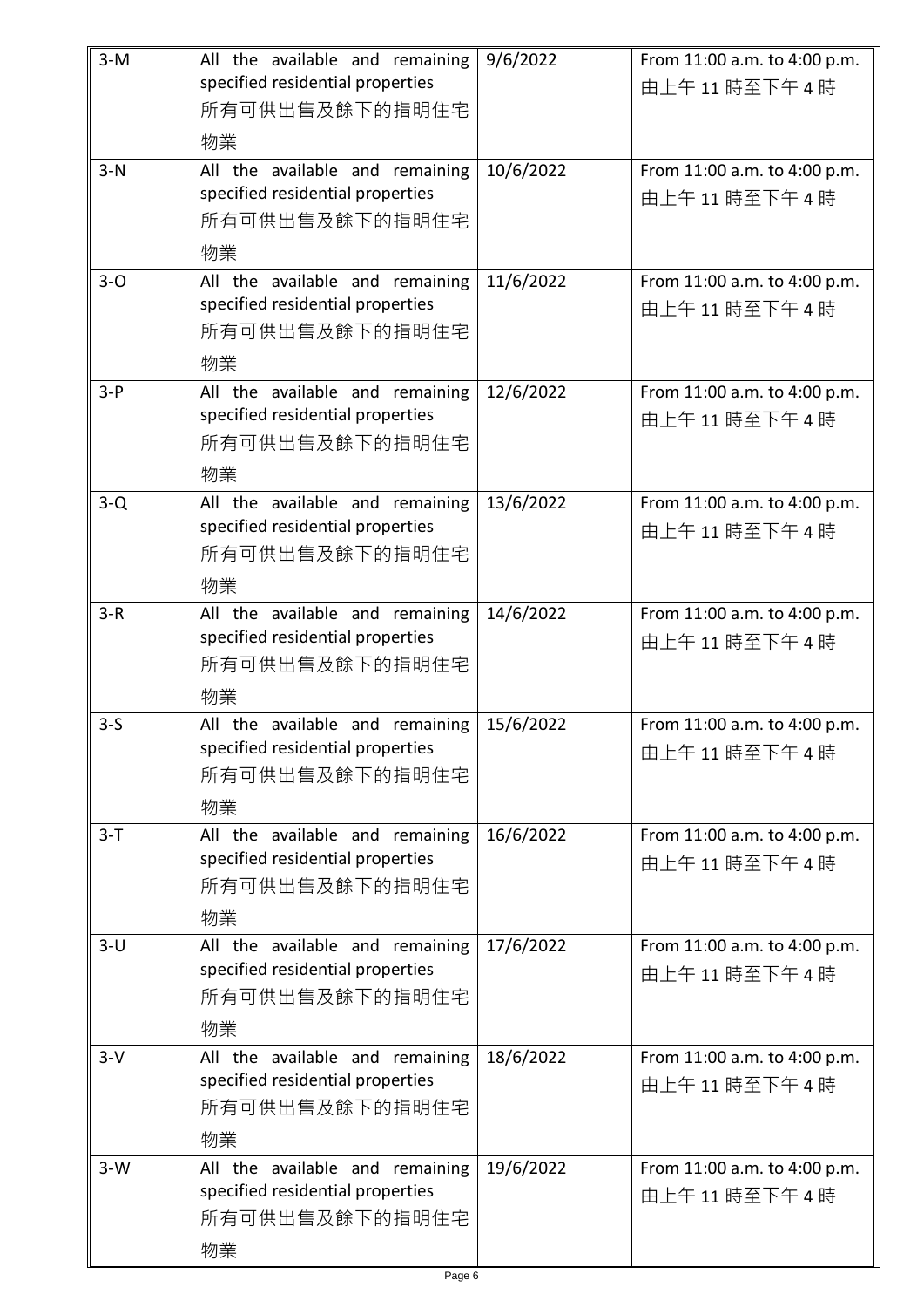| 3-M | All the available and remaining specified residential properties 所有可供出售及餘下的指明住宅物業 | 9/6/2022 | From 11:00 a.m. to 4:00 p.m. 由上午 11 時至下午 4 時 |
|---|---|---|---|
| 3-N | All the available and remaining specified residential properties 所有可供出售及餘下的指明住宅物業 | 10/6/2022 | From 11:00 a.m. to 4:00 p.m. 由上午 11 時至下午 4 時 |
| 3-O | All the available and remaining specified residential properties 所有可供出售及餘下的指明住宅物業 | 11/6/2022 | From 11:00 a.m. to 4:00 p.m. 由上午 11 時至下午 4 時 |
| 3-P | All the available and remaining specified residential properties 所有可供出售及餘下的指明住宅物業 | 12/6/2022 | From 11:00 a.m. to 4:00 p.m. 由上午 11 時至下午 4 時 |
| 3-Q | All the available and remaining specified residential properties 所有可供出售及餘下的指明住宅物業 | 13/6/2022 | From 11:00 a.m. to 4:00 p.m. 由上午 11 時至下午 4 時 |
| 3-R | All the available and remaining specified residential properties 所有可供出售及餘下的指明住宅物業 | 14/6/2022 | From 11:00 a.m. to 4:00 p.m. 由上午 11 時至下午 4 時 |
| 3-S | All the available and remaining specified residential properties 所有可供出售及餘下的指明住宅物業 | 15/6/2022 | From 11:00 a.m. to 4:00 p.m. 由上午 11 時至下午 4 時 |
| 3-T | All the available and remaining specified residential properties 所有可供出售及餘下的指明住宅物業 | 16/6/2022 | From 11:00 a.m. to 4:00 p.m. 由上午 11 時至下午 4 時 |
| 3-U | All the available and remaining specified residential properties 所有可供出售及餘下的指明住宅物業 | 17/6/2022 | From 11:00 a.m. to 4:00 p.m. 由上午 11 時至下午 4 時 |
| 3-V | All the available and remaining specified residential properties 所有可供出售及餘下的指明住宅物業 | 18/6/2022 | From 11:00 a.m. to 4:00 p.m. 由上午 11 時至下午 4 時 |
| 3-W | All the available and remaining specified residential properties 所有可供出售及餘下的指明住宅物業 | 19/6/2022 | From 11:00 a.m. to 4:00 p.m. 由上午 11 時至下午 4 時 |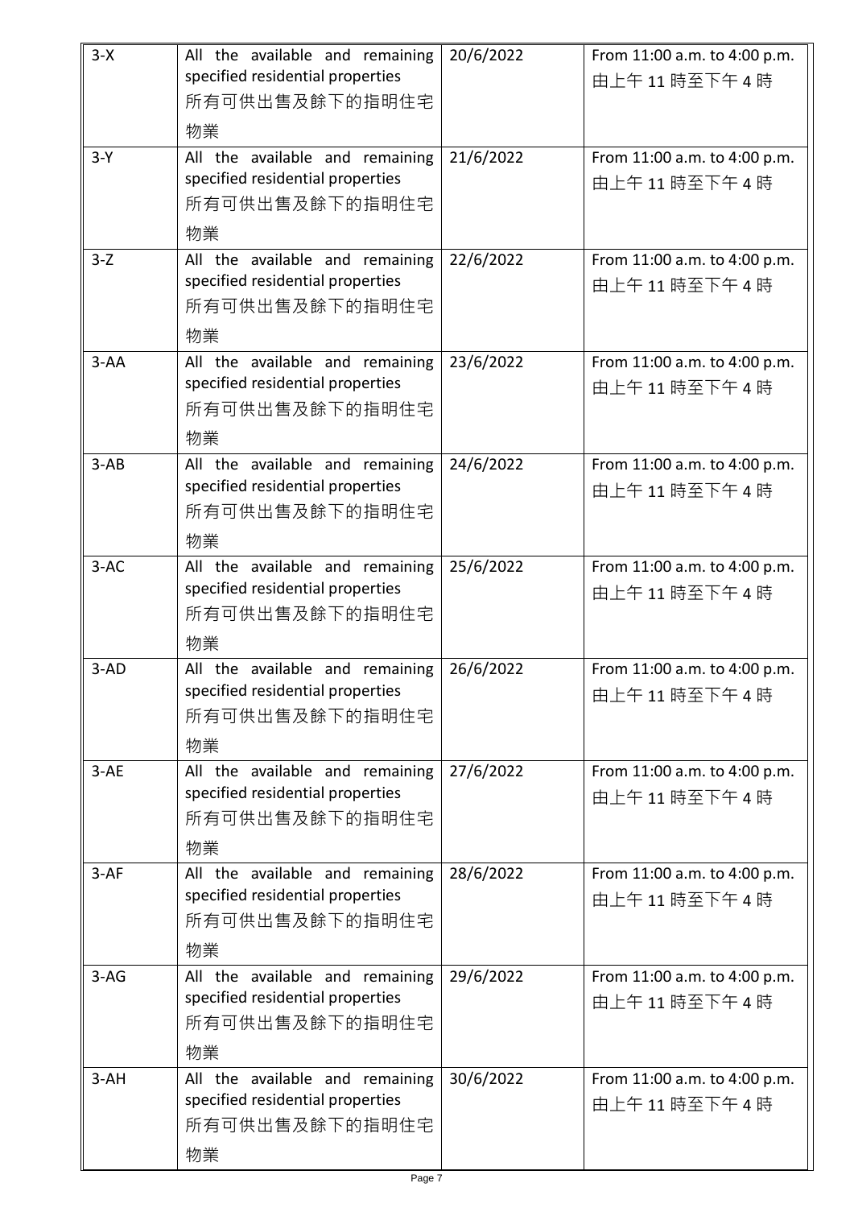| 3-X | All the available and remaining specified residential properties 所有可供出售及餘下的指明住宅物業 | 20/6/2022 | From 11:00 a.m. to 4:00 p.m. 由上午 11 時至下午 4 時 |
|---|---|---|---|
| 3-Y | All the available and remaining specified residential properties 所有可供出售及餘下的指明住宅物業 | 21/6/2022 | From 11:00 a.m. to 4:00 p.m. 由上午 11 時至下午 4 時 |
| 3-Z | All the available and remaining specified residential properties 所有可供出售及餘下的指明住宅物業 | 22/6/2022 | From 11:00 a.m. to 4:00 p.m. 由上午 11 時至下午 4 時 |
| 3-AA | All the available and remaining specified residential properties 所有可供出售及餘下的指明住宅物業 | 23/6/2022 | From 11:00 a.m. to 4:00 p.m. 由上午 11 時至下午 4 時 |
| 3-AB | All the available and remaining specified residential properties 所有可供出售及餘下的指明住宅物業 | 24/6/2022 | From 11:00 a.m. to 4:00 p.m. 由上午 11 時至下午 4 時 |
| 3-AC | All the available and remaining specified residential properties 所有可供出售及餘下的指明住宅物業 | 25/6/2022 | From 11:00 a.m. to 4:00 p.m. 由上午 11 時至下午 4 時 |
| 3-AD | All the available and remaining specified residential properties 所有可供出售及餘下的指明住宅物業 | 26/6/2022 | From 11:00 a.m. to 4:00 p.m. 由上午 11 時至下午 4 時 |
| 3-AE | All the available and remaining specified residential properties 所有可供出售及餘下的指明住宅物業 | 27/6/2022 | From 11:00 a.m. to 4:00 p.m. 由上午 11 時至下午 4 時 |
| 3-AF | All the available and remaining specified residential properties 所有可供出售及餘下的指明住宅物業 | 28/6/2022 | From 11:00 a.m. to 4:00 p.m. 由上午 11 時至下午 4 時 |
| 3-AG | All the available and remaining specified residential properties 所有可供出售及餘下的指明住宅物業 | 29/6/2022 | From 11:00 a.m. to 4:00 p.m. 由上午 11 時至下午 4 時 |
| 3-AH | All the available and remaining specified residential properties 所有可供出售及餘下的指明住宅物業 | 30/6/2022 | From 11:00 a.m. to 4:00 p.m. 由上午 11 時至下午 4 時 |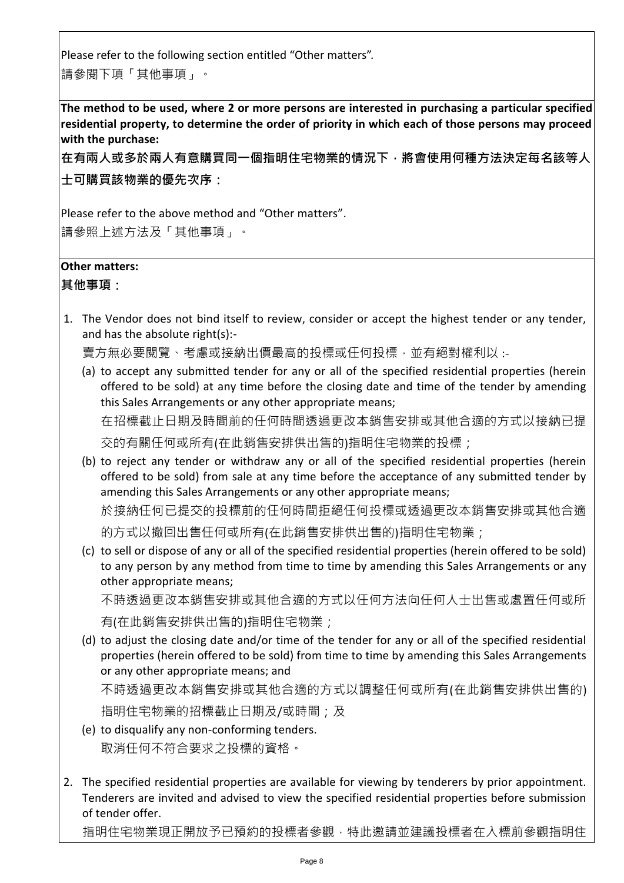Please refer to the following section entitled "Other matters".
請參閱下項「其他事項」。

**The method to be used, where 2 or more persons are interested in purchasing a particular specified residential property, to determine the order of priority in which each of those persons may proceed with the purchase:**

**在有兩人或多於兩人有意購買同一個指明住宅物業的情況下，將會使用何種方法決定每名該等人士可購買該物業的優先次序：**

Please refer to the above method and "Other matters".
請參照上述方法及「其他事項」。

**Other matters:**

**其他事項：**

1. The Vendor does not bind itself to review, consider or accept the highest tender or any tender, and has the absolute right(s):-

   賣方無必要閱覽、考慮或接納出價最高的投標或任何投標，並有絕對權利以 :-

   (a) to accept any submitted tender for any or all of the specified residential properties (herein offered to be sold) at any time before the closing date and time of the tender by amending this Sales Arrangements or any other appropriate means;

   在招標截止日期及時間前的任何時間透過更改本銷售安排或其他合適的方式以接納已提交的有關任何或所有(在此銷售安排供出售的)指明住宅物業的投標；

   (b) to reject any tender or withdraw any or all of the specified residential properties (herein offered to be sold) from sale at any time before the acceptance of any submitted tender by amending this Sales Arrangements or any other appropriate means;

   於接納任何已提交的投標前的任何時間拒絕任何投標或透過更改本銷售安排或其他合適的方式以撤回出售任何或所有(在此銷售安排供出售的)指明住宅物業；

   (c) to sell or dispose of any or all of the specified residential properties (herein offered to be sold) to any person by any method from time to time by amending this Sales Arrangements or any other appropriate means;

   不時透過更改本銷售安排或其他合適的方式以任何方法向任何人士出售或處置任何或所有(在此銷售安排供出售的)指明住宅物業；

   (d) to adjust the closing date and/or time of the tender for any or all of the specified residential properties (herein offered to be sold) from time to time by amending this Sales Arrangements or any other appropriate means; and

   不時透過更改本銷售安排或其他合適的方式以調整任何或所有(在此銷售安排供出售的)指明住宅物業的招標截止日期及/或時間；及

   (e) to disqualify any non-conforming tenders.

   取消任何不符合要求之投標的資格。

2. The specified residential properties are available for viewing by tenderers by prior appointment. Tenderers are invited and advised to view the specified residential properties before submission of tender offer.

   指明住宅物業現正開放予已預約的投標者參觀，特此邀請並建議投標者在入標前參觀指明住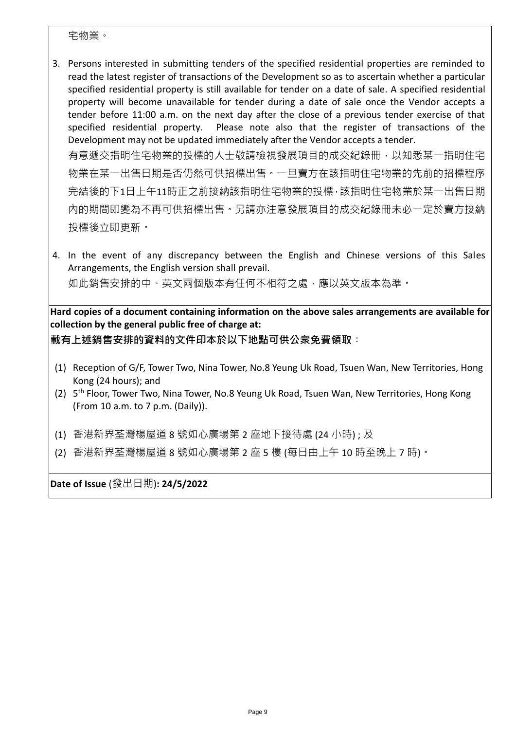宅物業。

3. Persons interested in submitting tenders of the specified residential properties are reminded to read the latest register of transactions of the Development so as to ascertain whether a particular specified residential property is still available for tender on a date of sale. A specified residential property will become unavailable for tender during a date of sale once the Vendor accepts a tender before 11:00 a.m. on the next day after the close of a previous tender exercise of that specified residential property. Please note also that the register of transactions of the Development may not be updated immediately after the Vendor accepts a tender.

   有意遞交指明住宅物業的投標的人士敬請檢視發展項目的成交紀錄冊，以知悉某一指明住宅物業在某一出售日期是否仍然可供招標出售。一旦賣方在該指明住宅物業的先前的招標程序完結後的下1日上午11時正之前接納該指明住宅物業的投標，該指明住宅物業於某一出售日期內的期間即變為不再可供招標出售。另請亦注意發展項目的成交紀錄冊未必一定於賣方接納投標後立即更新。

4. In the event of any discrepancy between the English and Chinese versions of this Sales Arrangements, the English version shall prevail.

   如此銷售安排的中、英文兩個版本有任何不相符之處，應以英文版本為準。

**Hard copies of a document containing information on the above sales arrangements are available for collection by the general public free of charge at:**

**載有上述銷售安排的資料的文件印本於以下地點可供公眾免費領取**：

(1) Reception of G/F, Tower Two, Nina Tower, No.8 Yeung Uk Road, Tsuen Wan, New Territories, Hong Kong (24 hours); and
(2) 5th Floor, Tower Two, Nina Tower, No.8 Yeung Uk Road, Tsuen Wan, New Territories, Hong Kong (From 10 a.m. to 7 p.m. (Daily)).

(1) 香港新界荃灣楊屋道 8 號如心廣場第 2 座地下接待處 (24 小時) ; 及
(2) 香港新界荃灣楊屋道 8 號如心廣場第 2 座 5 樓 (每日由上午 10 時至晚上 7 時)。

**Date of Issue** (發出日期)**: 24/5/2022**